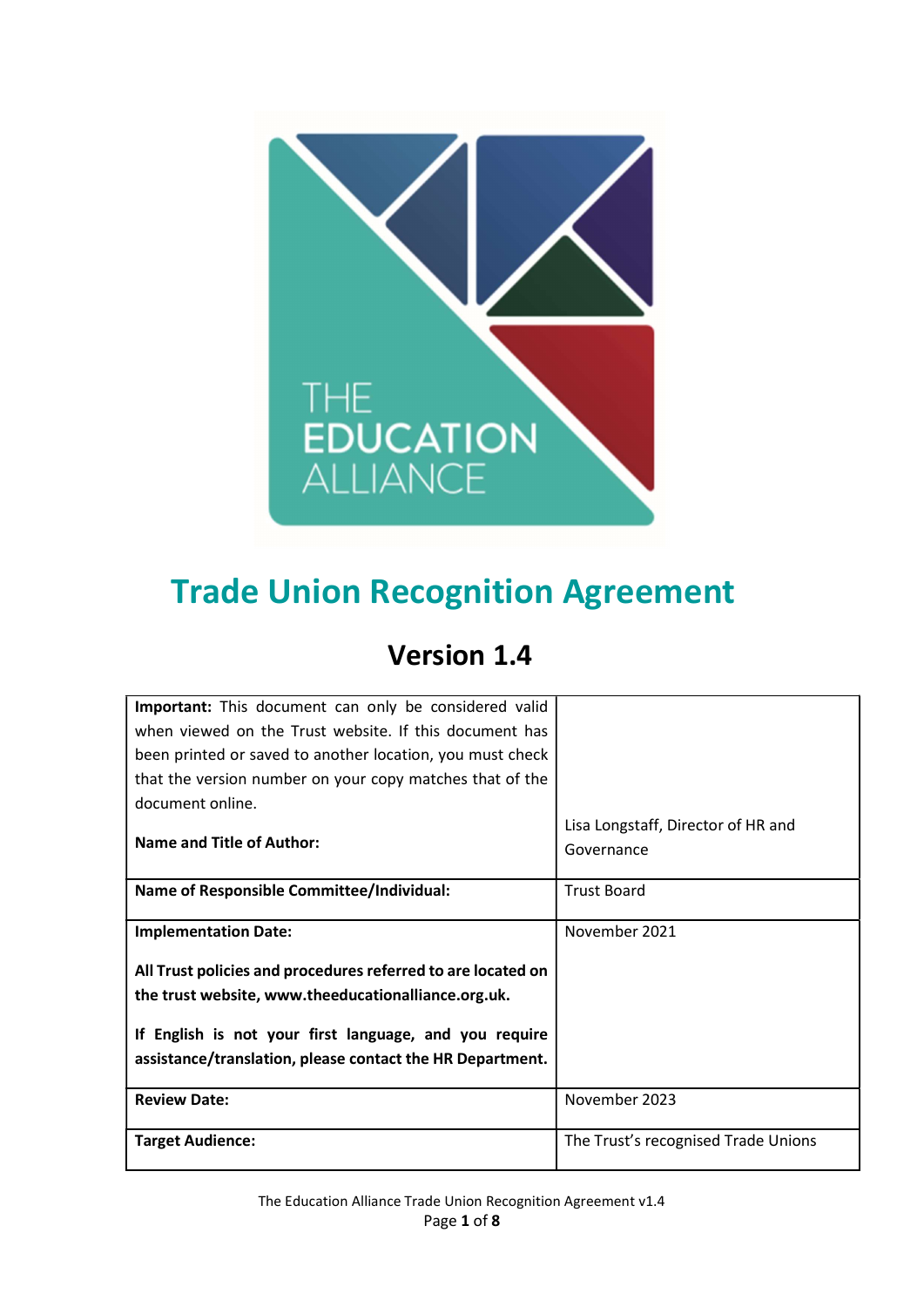# Trade Union Recognition Agreement

## Version 1.4

| | |
|---|---|
| **Important:** This document can only be considered valid when viewed on the Trust website. If this document has been printed or saved to another location, you must check that the version number on your copy matches that of the document online.<br><br>**Name and Title of Author:** | Lisa Longstaff, Director of HR and Governance |
| **Name of Responsible Committee/Individual:** | Trust Board |
| **Implementation Date:**<br><br>**All Trust policies and procedures referred to are located on the trust website, www.theeducationalliance.org.uk.**<br><br>**If English is not your first language, and you require assistance/translation, please contact the HR Department.** | November 2021 |
| **Review Date:** | November 2023 |
| **Target Audience:** | The Trust's recognised Trade Unions |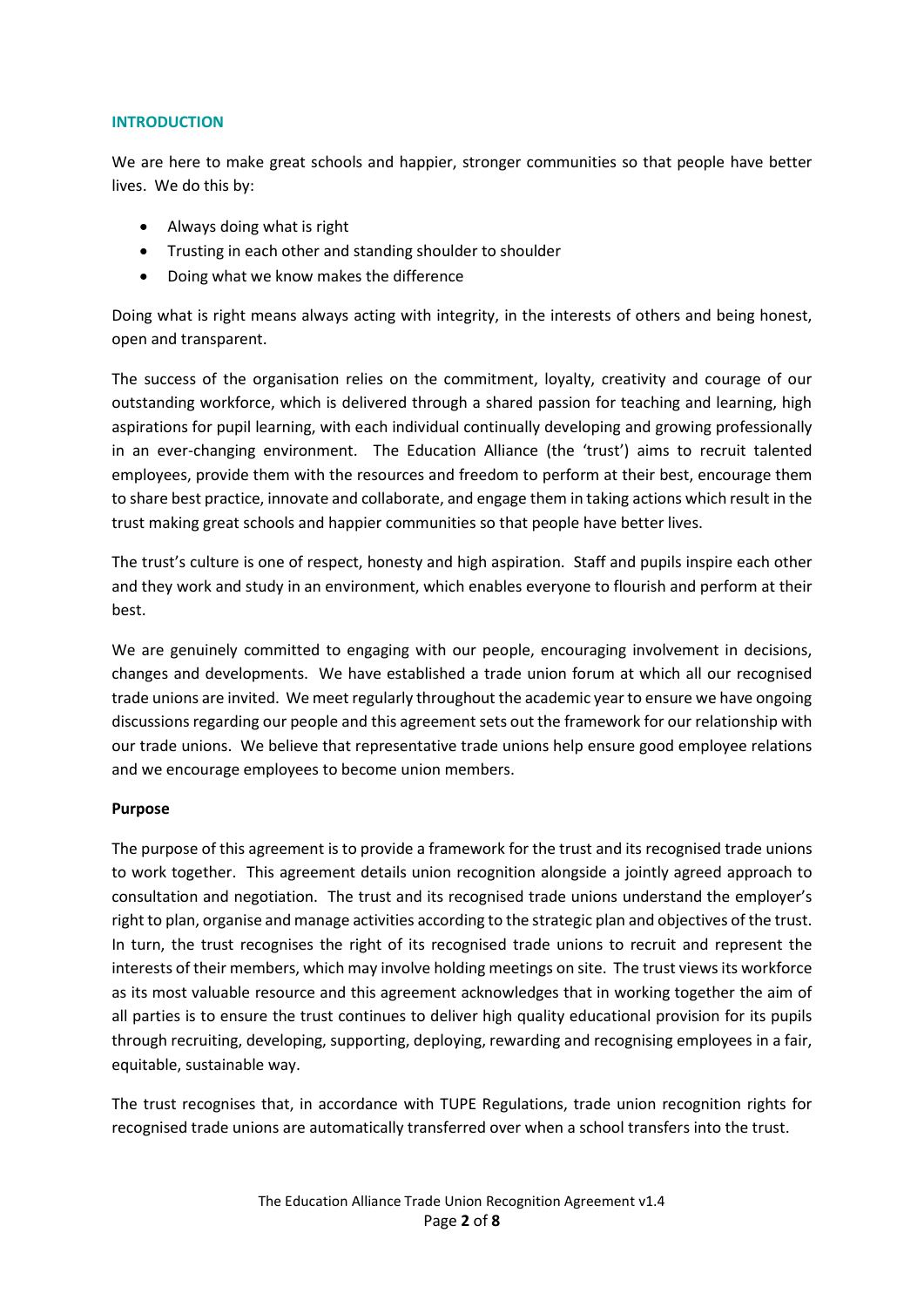## INTRODUCTION

We are here to make great schools and happier, stronger communities so that people have better lives. We do this by:

- Always doing what is right
- Trusting in each other and standing shoulder to shoulder
- Doing what we know makes the difference

Doing what is right means always acting with integrity, in the interests of others and being honest, open and transparent.

The success of the organisation relies on the commitment, loyalty, creativity and courage of our outstanding workforce, which is delivered through a shared passion for teaching and learning, high aspirations for pupil learning, with each individual continually developing and growing professionally in an ever-changing environment. The Education Alliance (the 'trust') aims to recruit talented employees, provide them with the resources and freedom to perform at their best, encourage them to share best practice, innovate and collaborate, and engage them in taking actions which result in the trust making great schools and happier communities so that people have better lives.

The trust's culture is one of respect, honesty and high aspiration. Staff and pupils inspire each other and they work and study in an environment, which enables everyone to flourish and perform at their best.

We are genuinely committed to engaging with our people, encouraging involvement in decisions, changes and developments. We have established a trade union forum at which all our recognised trade unions are invited. We meet regularly throughout the academic year to ensure we have ongoing discussions regarding our people and this agreement sets out the framework for our relationship with our trade unions. We believe that representative trade unions help ensure good employee relations and we encourage employees to become union members.

### Purpose

The purpose of this agreement is to provide a framework for the trust and its recognised trade unions to work together. This agreement details union recognition alongside a jointly agreed approach to consultation and negotiation. The trust and its recognised trade unions understand the employer's right to plan, organise and manage activities according to the strategic plan and objectives of the trust. In turn, the trust recognises the right of its recognised trade unions to recruit and represent the interests of their members, which may involve holding meetings on site. The trust views its workforce as its most valuable resource and this agreement acknowledges that in working together the aim of all parties is to ensure the trust continues to deliver high quality educational provision for its pupils through recruiting, developing, supporting, deploying, rewarding and recognising employees in a fair, equitable, sustainable way.

The trust recognises that, in accordance with TUPE Regulations, trade union recognition rights for recognised trade unions are automatically transferred over when a school transfers into the trust.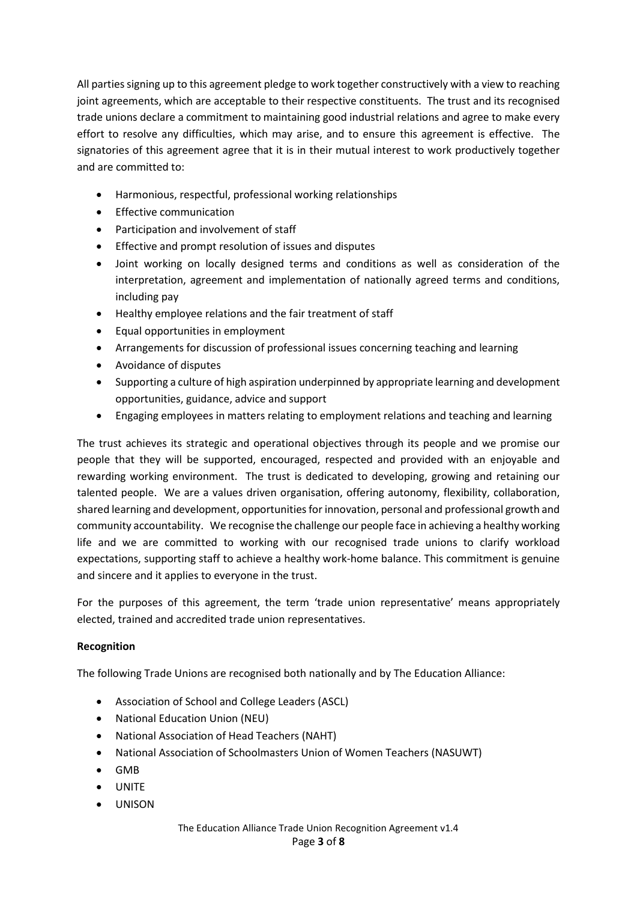All parties signing up to this agreement pledge to work together constructively with a view to reaching joint agreements, which are acceptable to their respective constituents. The trust and its recognised trade unions declare a commitment to maintaining good industrial relations and agree to make every effort to resolve any difficulties, which may arise, and to ensure this agreement is effective. The signatories of this agreement agree that it is in their mutual interest to work productively together and are committed to:

- Harmonious, respectful, professional working relationships
- Effective communication
- Participation and involvement of staff
- Effective and prompt resolution of issues and disputes
- Joint working on locally designed terms and conditions as well as consideration of the interpretation, agreement and implementation of nationally agreed terms and conditions, including pay
- Healthy employee relations and the fair treatment of staff
- Equal opportunities in employment
- Arrangements for discussion of professional issues concerning teaching and learning
- Avoidance of disputes
- Supporting a culture of high aspiration underpinned by appropriate learning and development opportunities, guidance, advice and support
- Engaging employees in matters relating to employment relations and teaching and learning

The trust achieves its strategic and operational objectives through its people and we promise our people that they will be supported, encouraged, respected and provided with an enjoyable and rewarding working environment. The trust is dedicated to developing, growing and retaining our talented people. We are a values driven organisation, offering autonomy, flexibility, collaboration, shared learning and development, opportunities for innovation, personal and professional growth and community accountability. We recognise the challenge our people face in achieving a healthy working life and we are committed to working with our recognised trade unions to clarify workload expectations, supporting staff to achieve a healthy work-home balance. This commitment is genuine and sincere and it applies to everyone in the trust.

For the purposes of this agreement, the term 'trade union representative' means appropriately elected, trained and accredited trade union representatives.

**Recognition**

The following Trade Unions are recognised both nationally and by The Education Alliance:

- Association of School and College Leaders (ASCL)
- National Education Union (NEU)
- National Association of Head Teachers (NAHT)
- National Association of Schoolmasters Union of Women Teachers (NASUWT)
- GMB
- UNITE
- UNISON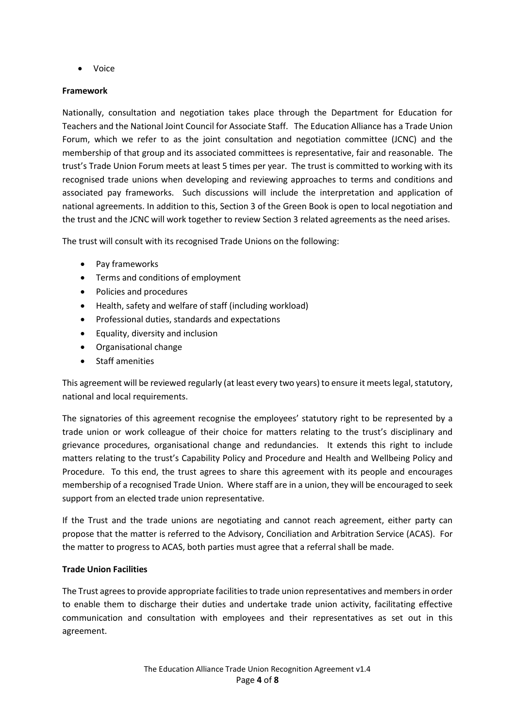- Voice

**Framework**

Nationally, consultation and negotiation takes place through the Department for Education for Teachers and the National Joint Council for Associate Staff. The Education Alliance has a Trade Union Forum, which we refer to as the joint consultation and negotiation committee (JCNC) and the membership of that group and its associated committees is representative, fair and reasonable. The trust's Trade Union Forum meets at least 5 times per year. The trust is committed to working with its recognised trade unions when developing and reviewing approaches to terms and conditions and associated pay frameworks. Such discussions will include the interpretation and application of national agreements. In addition to this, Section 3 of the Green Book is open to local negotiation and the trust and the JCNC will work together to review Section 3 related agreements as the need arises.

The trust will consult with its recognised Trade Unions on the following:

- Pay frameworks
- Terms and conditions of employment
- Policies and procedures
- Health, safety and welfare of staff (including workload)
- Professional duties, standards and expectations
- Equality, diversity and inclusion
- Organisational change
- Staff amenities

This agreement will be reviewed regularly (at least every two years) to ensure it meets legal, statutory, national and local requirements.

The signatories of this agreement recognise the employees' statutory right to be represented by a trade union or work colleague of their choice for matters relating to the trust's disciplinary and grievance procedures, organisational change and redundancies. It extends this right to include matters relating to the trust's Capability Policy and Procedure and Health and Wellbeing Policy and Procedure. To this end, the trust agrees to share this agreement with its people and encourages membership of a recognised Trade Union. Where staff are in a union, they will be encouraged to seek support from an elected trade union representative.

If the Trust and the trade unions are negotiating and cannot reach agreement, either party can propose that the matter is referred to the Advisory, Conciliation and Arbitration Service (ACAS). For the matter to progress to ACAS, both parties must agree that a referral shall be made.

**Trade Union Facilities**

The Trust agrees to provide appropriate facilities to trade union representatives and members in order to enable them to discharge their duties and undertake trade union activity, facilitating effective communication and consultation with employees and their representatives as set out in this agreement.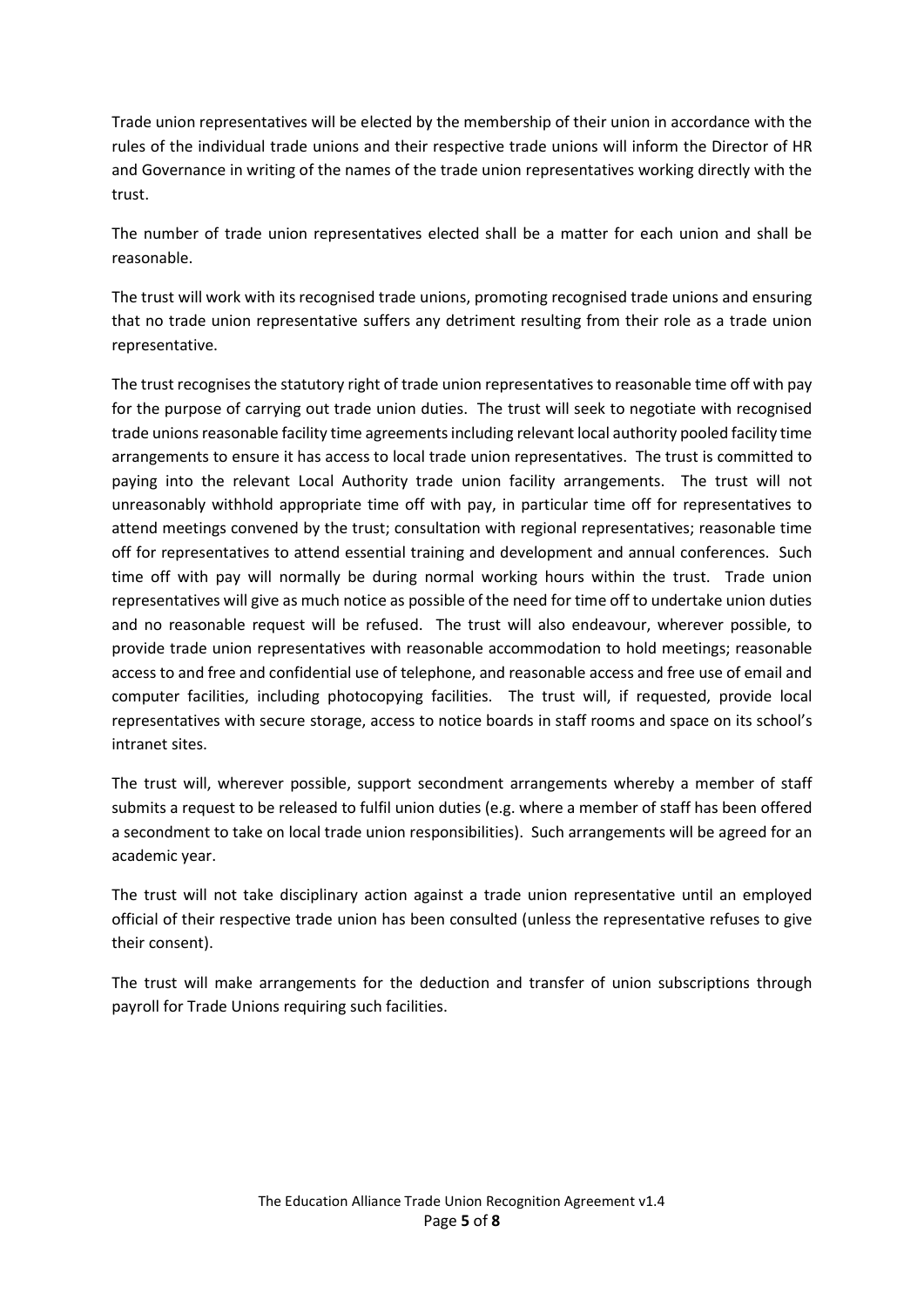Trade union representatives will be elected by the membership of their union in accordance with the rules of the individual trade unions and their respective trade unions will inform the Director of HR and Governance in writing of the names of the trade union representatives working directly with the trust.

The number of trade union representatives elected shall be a matter for each union and shall be reasonable.

The trust will work with its recognised trade unions, promoting recognised trade unions and ensuring that no trade union representative suffers any detriment resulting from their role as a trade union representative.

The trust recognises the statutory right of trade union representatives to reasonable time off with pay for the purpose of carrying out trade union duties. The trust will seek to negotiate with recognised trade unions reasonable facility time agreements including relevant local authority pooled facility time arrangements to ensure it has access to local trade union representatives. The trust is committed to paying into the relevant Local Authority trade union facility arrangements. The trust will not unreasonably withhold appropriate time off with pay, in particular time off for representatives to attend meetings convened by the trust; consultation with regional representatives; reasonable time off for representatives to attend essential training and development and annual conferences. Such time off with pay will normally be during normal working hours within the trust. Trade union representatives will give as much notice as possible of the need for time off to undertake union duties and no reasonable request will be refused. The trust will also endeavour, wherever possible, to provide trade union representatives with reasonable accommodation to hold meetings; reasonable access to and free and confidential use of telephone, and reasonable access and free use of email and computer facilities, including photocopying facilities. The trust will, if requested, provide local representatives with secure storage, access to notice boards in staff rooms and space on its school's intranet sites.

The trust will, wherever possible, support secondment arrangements whereby a member of staff submits a request to be released to fulfil union duties (e.g. where a member of staff has been offered a secondment to take on local trade union responsibilities). Such arrangements will be agreed for an academic year.

The trust will not take disciplinary action against a trade union representative until an employed official of their respective trade union has been consulted (unless the representative refuses to give their consent).

The trust will make arrangements for the deduction and transfer of union subscriptions through payroll for Trade Unions requiring such facilities.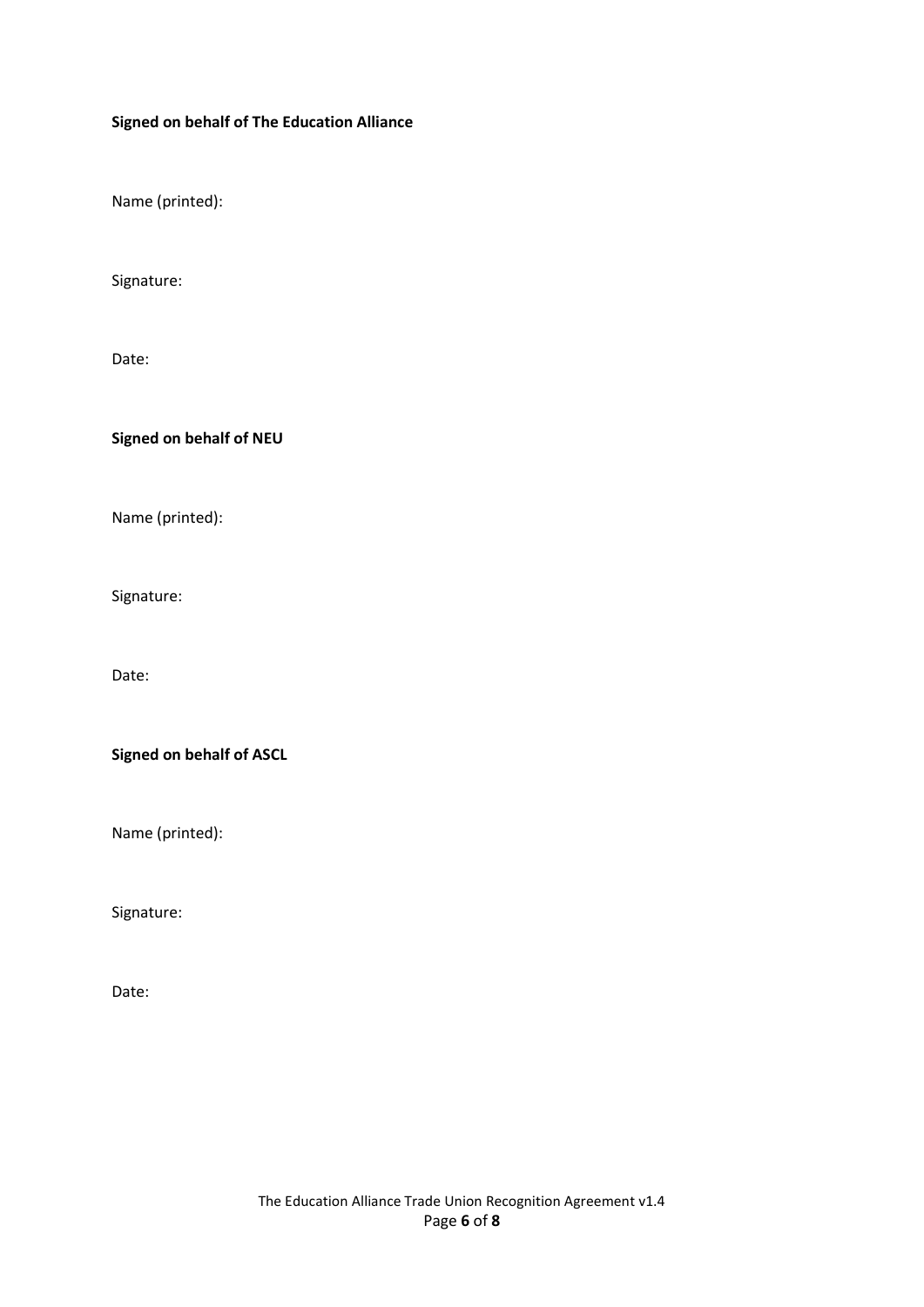**Signed on behalf of The Education Alliance**

Name (printed):

Signature:

Date:

**Signed on behalf of NEU**

Name (printed):

Signature:

Date:

**Signed on behalf of ASCL**

Name (printed):

Signature:

Date: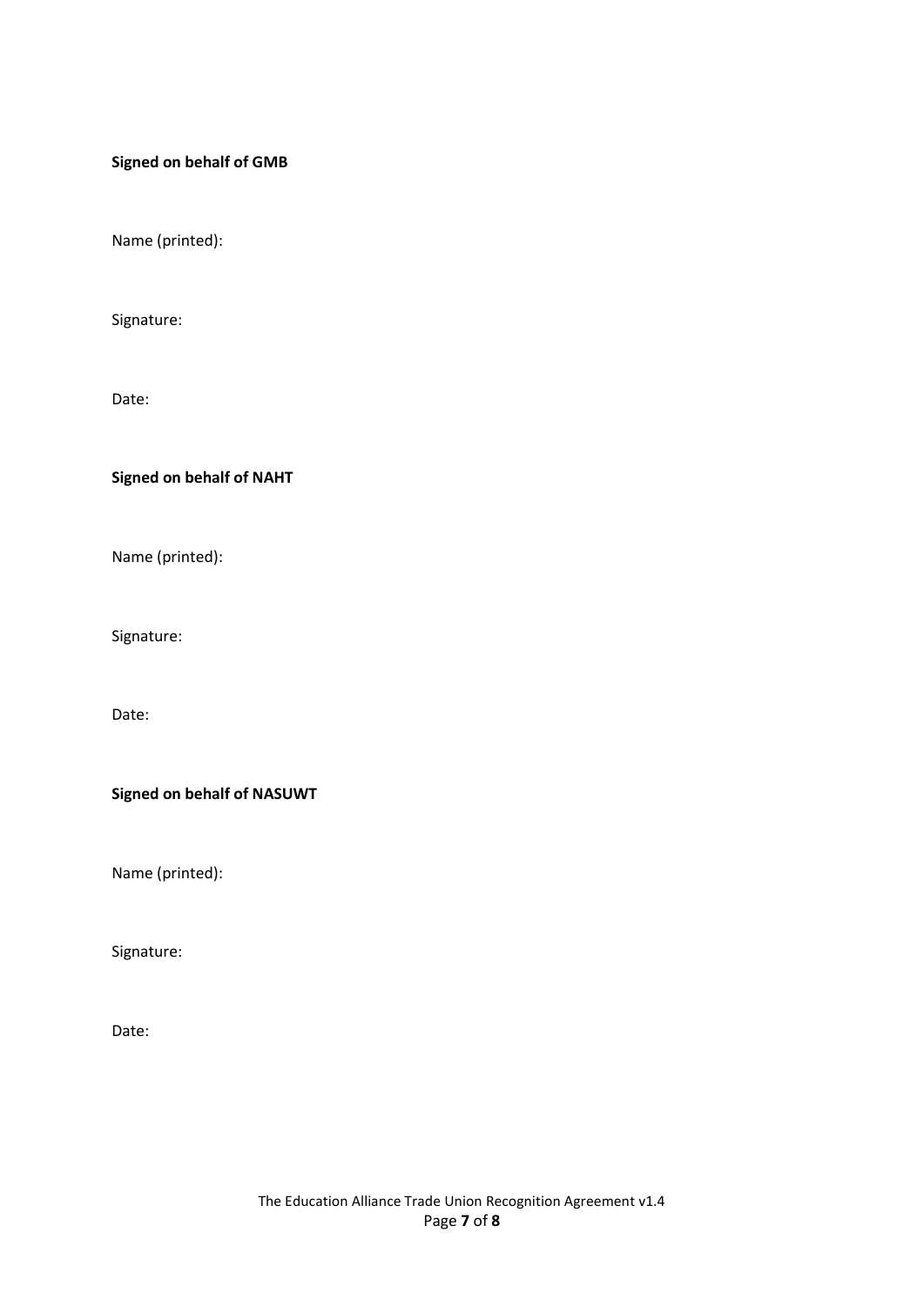**Signed on behalf of GMB**

Name (printed):

Signature:

Date:

**Signed on behalf of NAHT**

Name (printed):

Signature:

Date:

**Signed on behalf of NASUWT**

Name (printed):

Signature:

Date: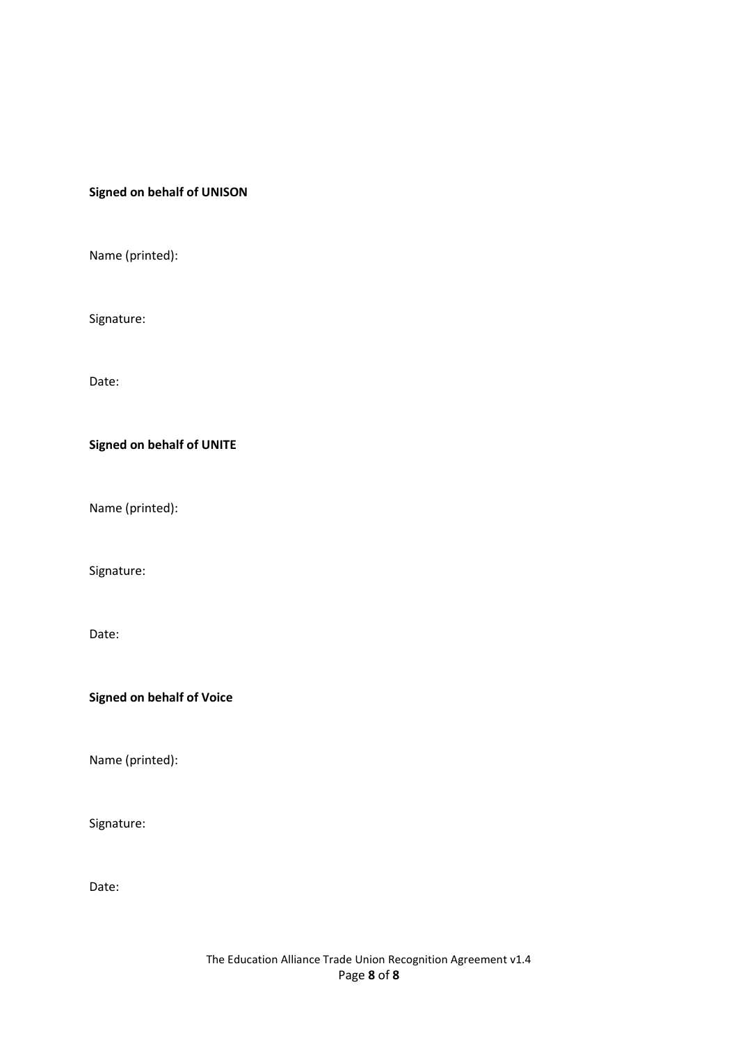**Signed on behalf of UNISON**

Name (printed):

Signature:

Date:

**Signed on behalf of UNITE**

Name (printed):

Signature:

Date:

**Signed on behalf of Voice**

Name (printed):

Signature:

Date: